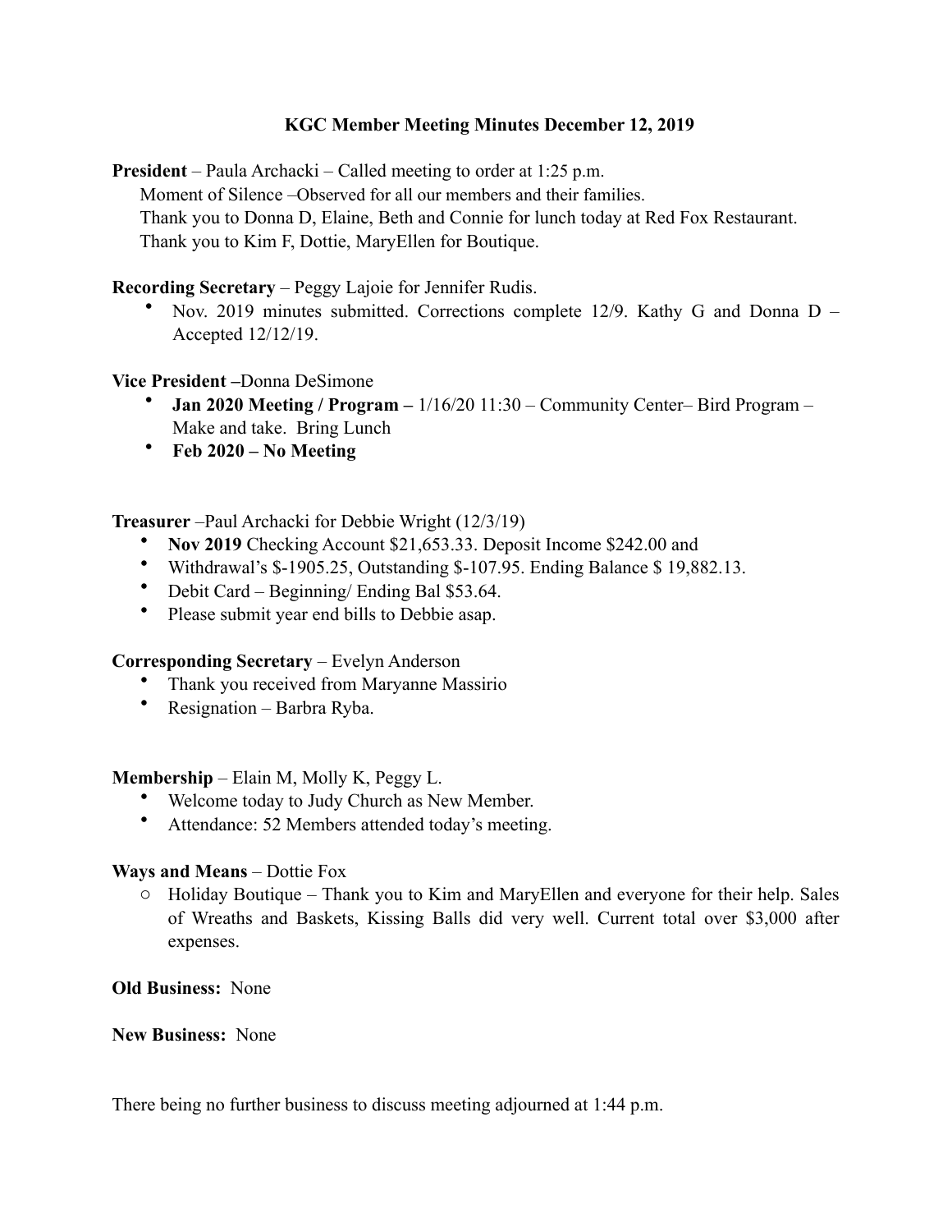**KGC Member Meeting Minutes December 12, 2019**

**President** – Paula Archacki – Called meeting to order at 1:25 p.m.
Moment of Silence –Observed for all our members and their families.
Thank you to Donna D, Elaine, Beth and Connie for lunch today at Red Fox Restaurant.
Thank you to Kim F, Dottie, MaryEllen for Boutique.

**Recording Secretary** – Peggy Lajoie for Jennifer Rudis.

- Nov. 2019 minutes submitted. Corrections complete 12/9. Kathy G and Donna D – Accepted 12/12/19.

**Vice President** –Donna DeSimone

- **Jan 2020 Meeting / Program –** 1/16/20 11:30 – Community Center– Bird Program – Make and take. Bring Lunch
- **Feb 2020 – No Meeting**

**Treasurer** –Paul Archacki for Debbie Wright (12/3/19)

- **Nov 2019** Checking Account $21,653.33. Deposit Income $242.00 and
- Withdrawal's $-1905.25, Outstanding $-107.95. Ending Balance $ 19,882.13.
- Debit Card – Beginning/ Ending Bal $53.64.
- Please submit year end bills to Debbie asap.

**Corresponding Secretary** – Evelyn Anderson

- Thank you received from Maryanne Massirio
- Resignation – Barbra Ryba.

**Membership** – Elain M, Molly K, Peggy L.

- Welcome today to Judy Church as New Member.
- Attendance: 52 Members attended today's meeting.

**Ways and Means** – Dottie Fox

- Holiday Boutique – Thank you to Kim and MaryEllen and everyone for their help. Sales of Wreaths and Baskets, Kissing Balls did very well. Current total over $3,000 after expenses.

**Old Business:** None

**New Business:** None

There being no further business to discuss meeting adjourned at 1:44 p.m.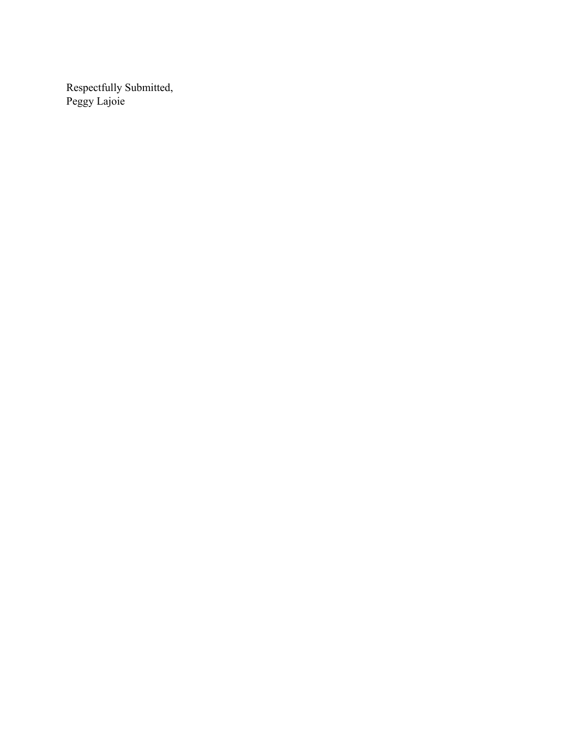Respectfully Submitted,
Peggy Lajoie